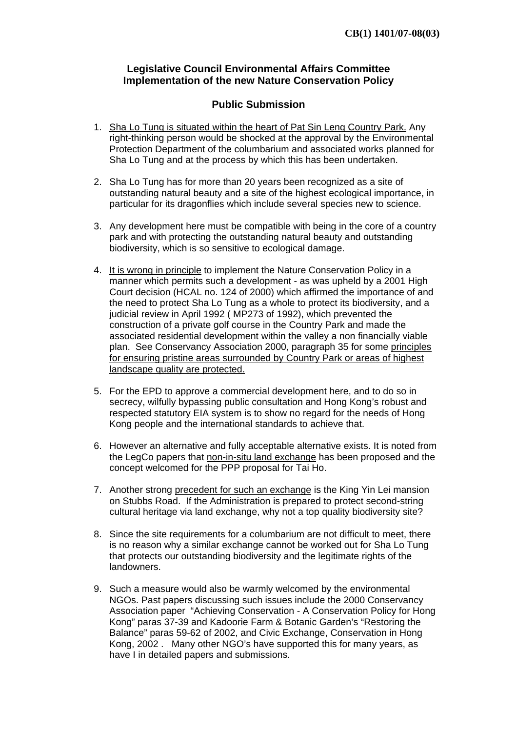**CB(1) 1401/07-08(03)**

## Legislative Council Environmental Affairs Committee
## Implementation of the new Nature Conservation Policy

### Public Submission

1. <u>Sha Lo Tung is situated within the heart of Pat Sin Leng Country Park.</u> Any right-thinking person would be shocked at the approval by the Environmental Protection Department of the columbarium and associated works planned for Sha Lo Tung and at the process by which this has been undertaken.

2. Sha Lo Tung has for more than 20 years been recognized as a site of outstanding natural beauty and a site of the highest ecological importance, in particular for its dragonflies which include several species new to science.

3. Any development here must be compatible with being in the core of a country park and with protecting the outstanding natural beauty and outstanding biodiversity, which is so sensitive to ecological damage.

4. <u>It is wrong in principle</u> to implement the Nature Conservation Policy in a manner which permits such a development - as was upheld by a 2001 High Court decision (HCAL no. 124 of 2000) which affirmed the importance of and the need to protect Sha Lo Tung as a whole to protect its biodiversity, and a judicial review in April 1992 ( MP273 of 1992), which prevented the construction of a private golf course in the Country Park and made the associated residential development within the valley a non financially viable plan. See Conservancy Association 2000, paragraph 35 for some <u>principles for ensuring pristine areas surrounded by Country Park or areas of highest landscape quality are protected.</u>

5. For the EPD to approve a commercial development here, and to do so in secrecy, wilfully bypassing public consultation and Hong Kong's robust and respected statutory EIA system is to show no regard for the needs of Hong Kong people and the international standards to achieve that.

6. However an alternative and fully acceptable alternative exists. It is noted from the LegCo papers that <u>non-in-situ land exchange</u> has been proposed and the concept welcomed for the PPP proposal for Tai Ho.

7. Another strong <u>precedent for such an exchange</u> is the King Yin Lei mansion on Stubbs Road. If the Administration is prepared to protect second-string cultural heritage via land exchange, why not a top quality biodiversity site?

8. Since the site requirements for a columbarium are not difficult to meet, there is no reason why a similar exchange cannot be worked out for Sha Lo Tung that protects our outstanding biodiversity and the legitimate rights of the landowners.

9. Such a measure would also be warmly welcomed by the environmental NGOs. Past papers discussing such issues include the 2000 Conservancy Association paper "Achieving Conservation - A Conservation Policy for Hong Kong" paras 37-39 and Kadoorie Farm & Botanic Garden's "Restoring the Balance" paras 59-62 of 2002, and Civic Exchange, Conservation in Hong Kong, 2002 . Many other NGO's have supported this for many years, as have I in detailed papers and submissions.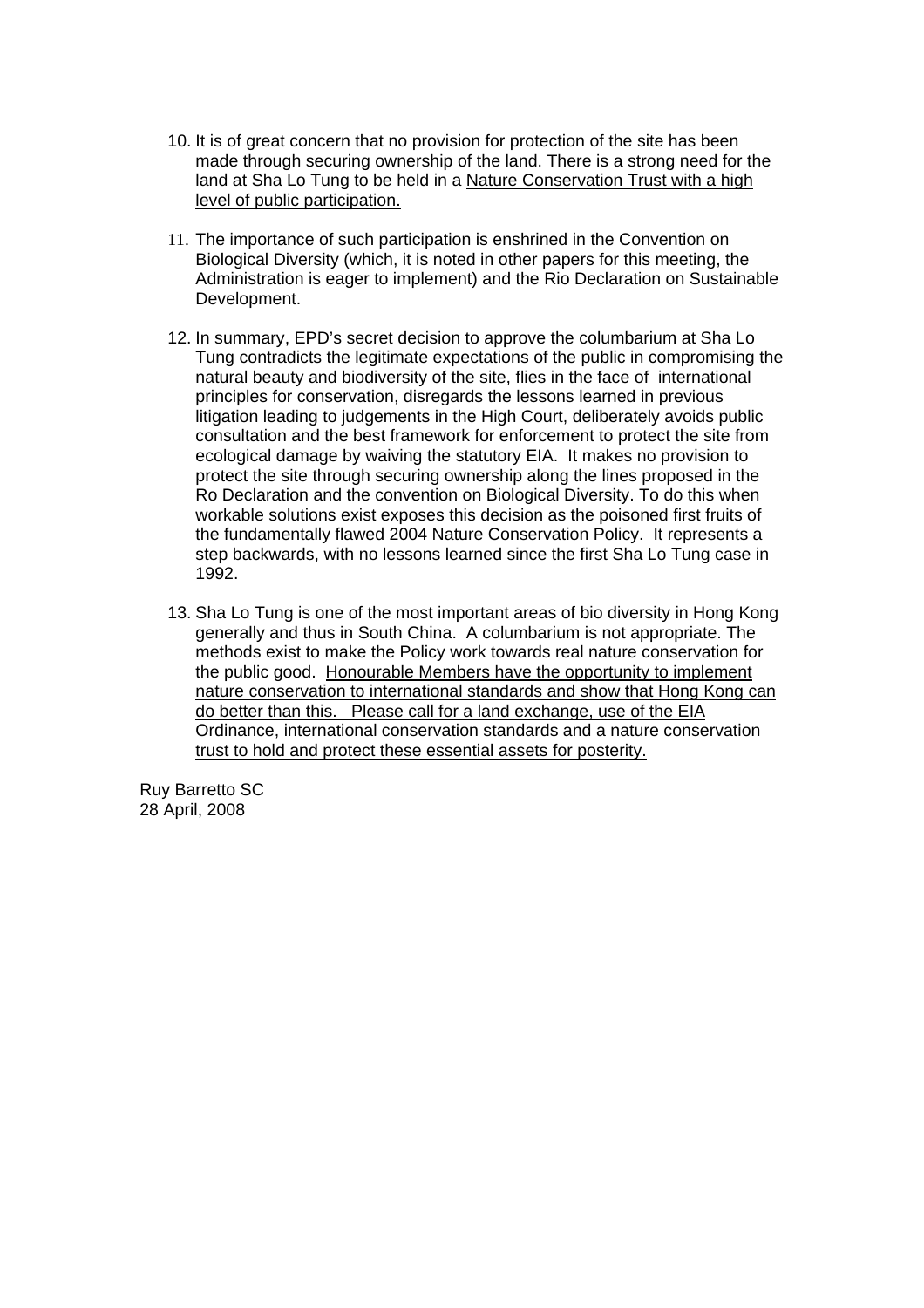10. It is of great concern that no provision for protection of the site has been made through securing ownership of the land. There is a strong need for the land at Sha Lo Tung to be held in a <u>Nature Conservation Trust with a high level of public participation.</u>

11. The importance of such participation is enshrined in the Convention on Biological Diversity (which, it is noted in other papers for this meeting, the Administration is eager to implement) and the Rio Declaration on Sustainable Development.

12. In summary, EPD's secret decision to approve the columbarium at Sha Lo Tung contradicts the legitimate expectations of the public in compromising the natural beauty and biodiversity of the site, flies in the face of international principles for conservation, disregards the lessons learned in previous litigation leading to judgements in the High Court, deliberately avoids public consultation and the best framework for enforcement to protect the site from ecological damage by waiving the statutory EIA. It makes no provision to protect the site through securing ownership along the lines proposed in the Ro Declaration and the convention on Biological Diversity. To do this when workable solutions exist exposes this decision as the poisoned first fruits of the fundamentally flawed 2004 Nature Conservation Policy. It represents a step backwards, with no lessons learned since the first Sha Lo Tung case in 1992.

13. Sha Lo Tung is one of the most important areas of bio diversity in Hong Kong generally and thus in South China. A columbarium is not appropriate. The methods exist to make the Policy work towards real nature conservation for the public good. <u>Honourable Members have the opportunity to implement nature conservation to international standards and show that Hong Kong can do better than this. Please call for a land exchange, use of the EIA Ordinance, international conservation standards and a nature conservation trust to hold and protect these essential assets for posterity.</u>

Ruy Barretto SC
28 April, 2008